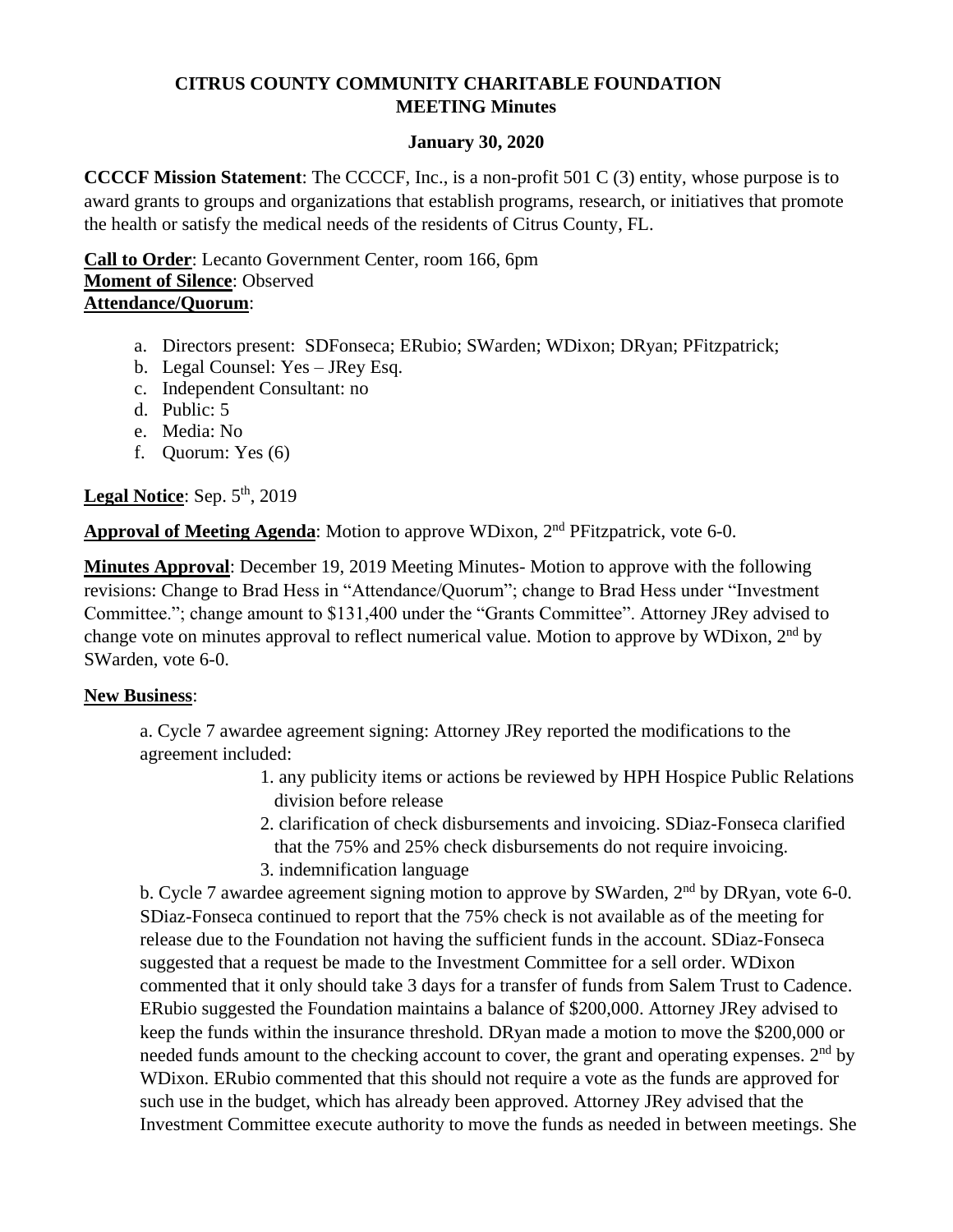# CITRUS COUNTY COMMUNITY CHARITABLE FOUNDATION
## MEETING Minutes

### January 30, 2020

**CCCCF Mission Statement**: The CCCCF, Inc., is a non-profit 501 C (3) entity, whose purpose is to award grants to groups and organizations that establish programs, research, or initiatives that promote the health or satisfy the medical needs of the residents of Citrus County, FL.

**Call to Order**: Lecanto Government Center, room 166, 6pm
**Moment of Silence**: Observed
**Attendance/Quorum**:

a. Directors present: SDFonseca; ERubio; SWarden; WDixon; DRyan; PFitzpatrick;
b. Legal Counsel: Yes – JRey Esq.
c. Independent Consultant: no
d. Public: 5
e. Media: No
f. Quorum: Yes (6)

**Legal Notice**: Sep. 5th, 2019

**Approval of Meeting Agenda**: Motion to approve WDixon, 2nd PFitzpatrick, vote 6-0.

**Minutes Approval**: December 19, 2019 Meeting Minutes- Motion to approve with the following revisions: Change to Brad Hess in "Attendance/Quorum"; change to Brad Hess under "Investment Committee."; change amount to $131,400 under the "Grants Committee". Attorney JRey advised to change vote on minutes approval to reflect numerical value. Motion to approve by WDixon, 2nd by SWarden, vote 6-0.

**New Business**:

a. Cycle 7 awardee agreement signing: Attorney JRey reported the modifications to the agreement included:

1. any publicity items or actions be reviewed by HPH Hospice Public Relations division before release
2. clarification of check disbursements and invoicing. SDiaz-Fonseca clarified that the 75% and 25% check disbursements do not require invoicing.
3. indemnification language

b. Cycle 7 awardee agreement signing motion to approve by SWarden, 2nd by DRyan, vote 6-0. SDiaz-Fonseca continued to report that the 75% check is not available as of the meeting for release due to the Foundation not having the sufficient funds in the account. SDiaz-Fonseca suggested that a request be made to the Investment Committee for a sell order. WDixon commented that it only should take 3 days for a transfer of funds from Salem Trust to Cadence. ERubio suggested the Foundation maintains a balance of $200,000. Attorney JRey advised to keep the funds within the insurance threshold. DRyan made a motion to move the $200,000 or needed funds amount to the checking account to cover, the grant and operating expenses. 2nd by WDixon. ERubio commented that this should not require a vote as the funds are approved for such use in the budget, which has already been approved. Attorney JRey advised that the Investment Committee execute authority to move the funds as needed in between meetings. She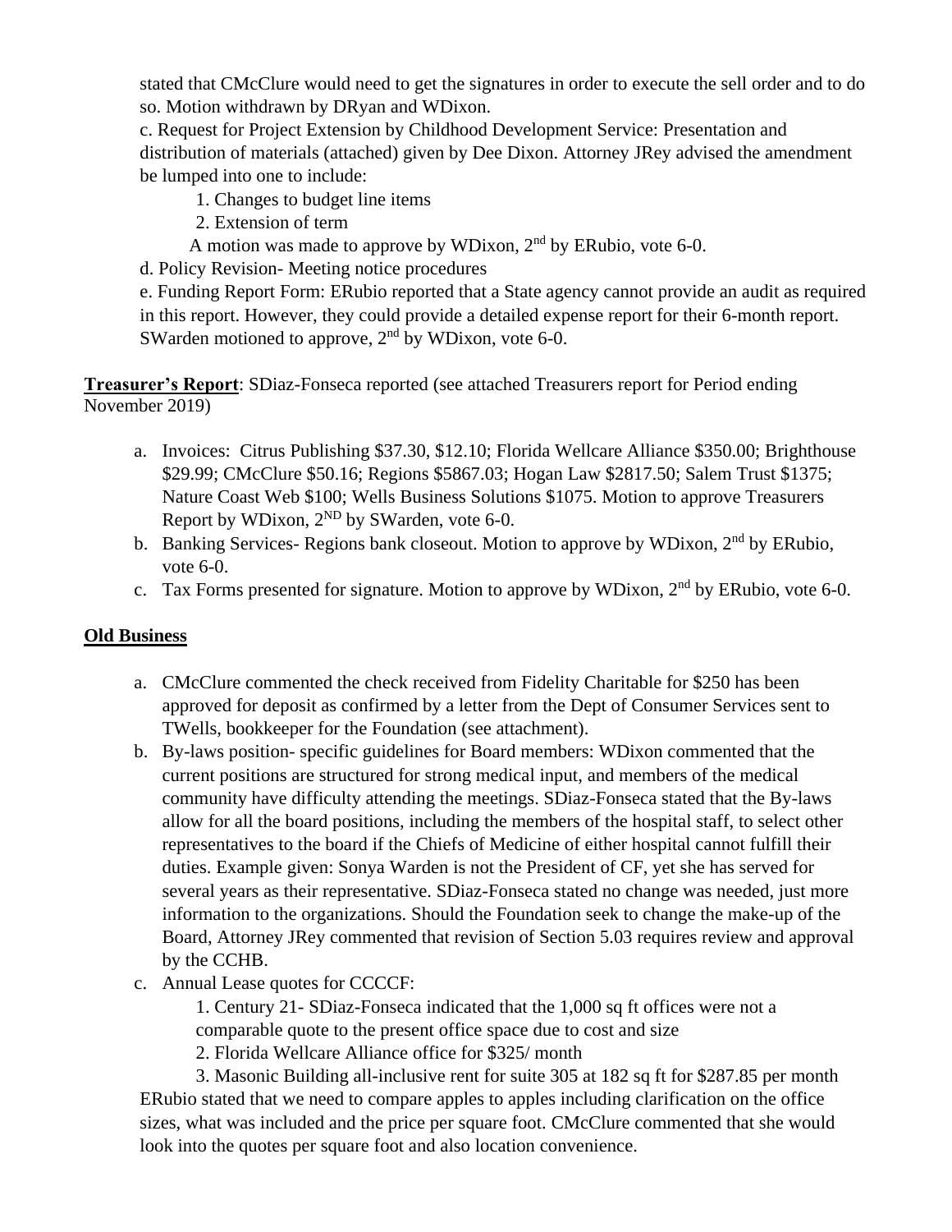stated that CMcClure would need to get the signatures in order to execute the sell order and to do so. Motion withdrawn by DRyan and WDixon.

c. Request for Project Extension by Childhood Development Service: Presentation and distribution of materials (attached) given by Dee Dixon. Attorney JRey advised the amendment be lumped into one to include:

1. Changes to budget line items
2. Extension of term

A motion was made to approve by WDixon, 2nd by ERubio, vote 6-0.

d. Policy Revision- Meeting notice procedures

e. Funding Report Form: ERubio reported that a State agency cannot provide an audit as required in this report. However, they could provide a detailed expense report for their 6-month report. SWarden motioned to approve, 2nd by WDixon, vote 6-0.

**Treasurer's Report**: SDiaz-Fonseca reported (see attached Treasurers report for Period ending November 2019)

a. Invoices: Citrus Publishing $37.30, $12.10; Florida Wellcare Alliance $350.00; Brighthouse $29.99; CMcClure $50.16; Regions $5867.03; Hogan Law $2817.50; Salem Trust $1375; Nature Coast Web $100; Wells Business Solutions $1075. Motion to approve Treasurers Report by WDixon, 2ND by SWarden, vote 6-0.
b. Banking Services- Regions bank closeout. Motion to approve by WDixon, 2nd by ERubio, vote 6-0.
c. Tax Forms presented for signature. Motion to approve by WDixon, 2nd by ERubio, vote 6-0.

**Old Business**

a. CMcClure commented the check received from Fidelity Charitable for $250 has been approved for deposit as confirmed by a letter from the Dept of Consumer Services sent to TWells, bookkeeper for the Foundation (see attachment).
b. By-laws position- specific guidelines for Board members: WDixon commented that the current positions are structured for strong medical input, and members of the medical community have difficulty attending the meetings. SDiaz-Fonseca stated that the By-laws allow for all the board positions, including the members of the hospital staff, to select other representatives to the board if the Chiefs of Medicine of either hospital cannot fulfill their duties. Example given: Sonya Warden is not the President of CF, yet she has served for several years as their representative. SDiaz-Fonseca stated no change was needed, just more information to the organizations. Should the Foundation seek to change the make-up of the Board, Attorney JRey commented that revision of Section 5.03 requires review and approval by the CCHB.
c. Annual Lease quotes for CCCCF:

1. Century 21- SDiaz-Fonseca indicated that the 1,000 sq ft offices were not a comparable quote to the present office space due to cost and size
2. Florida Wellcare Alliance office for $325/ month
3. Masonic Building all-inclusive rent for suite 305 at 182 sq ft for $287.85 per month

ERubio stated that we need to compare apples to apples including clarification on the office sizes, what was included and the price per square foot. CMcClure commented that she would look into the quotes per square foot and also location convenience.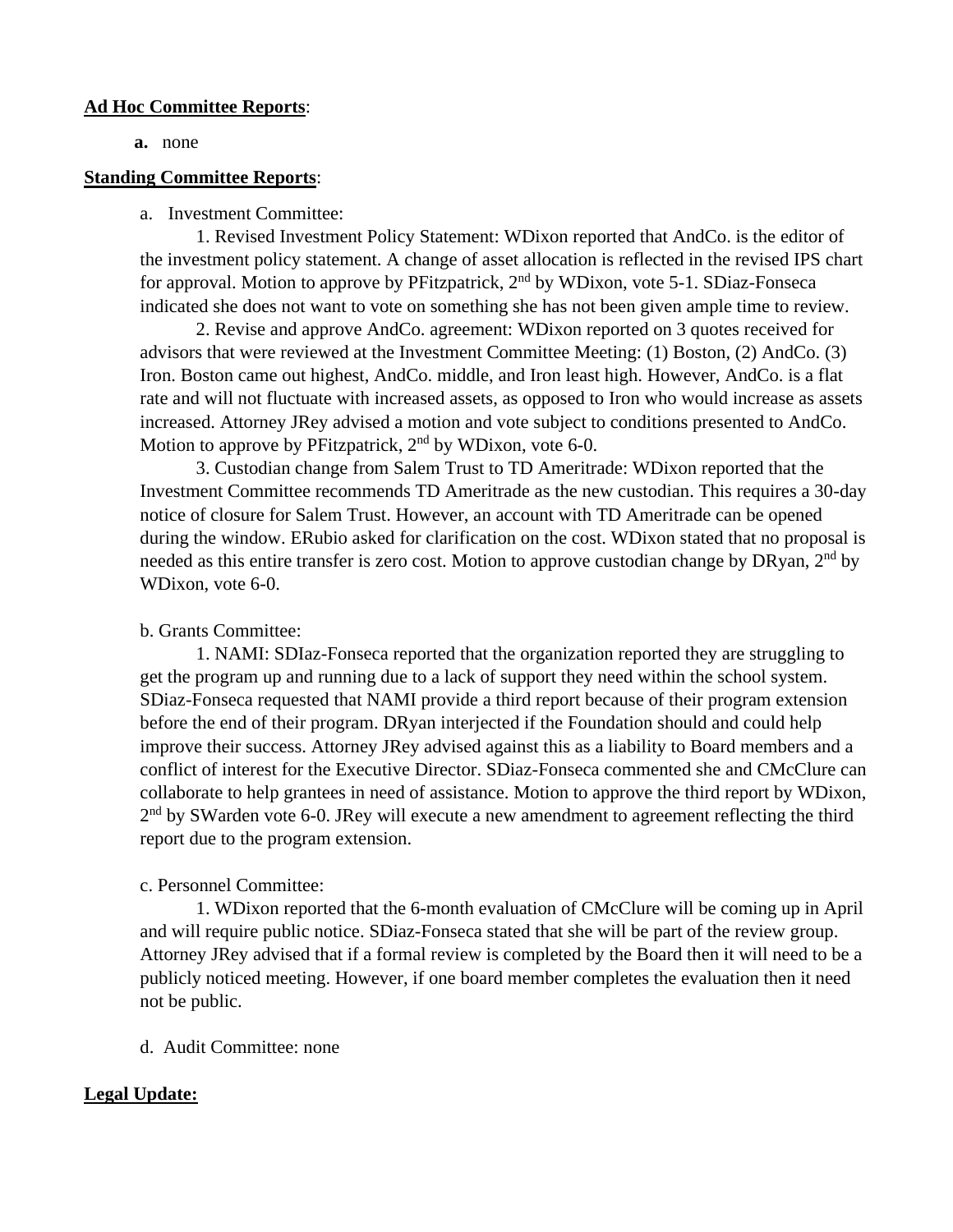**Ad Hoc Committee Reports**:

**a.** none

**Standing Committee Reports**:

a. Investment Committee:

1. Revised Investment Policy Statement: WDixon reported that AndCo. is the editor of the investment policy statement. A change of asset allocation is reflected in the revised IPS chart for approval. Motion to approve by PFitzpatrick, 2nd by WDixon, vote 5-1. SDiaz-Fonseca indicated she does not want to vote on something she has not been given ample time to review.

2. Revise and approve AndCo. agreement: WDixon reported on 3 quotes received for advisors that were reviewed at the Investment Committee Meeting: (1) Boston, (2) AndCo. (3) Iron. Boston came out highest, AndCo. middle, and Iron least high. However, AndCo. is a flat rate and will not fluctuate with increased assets, as opposed to Iron who would increase as assets increased. Attorney JRey advised a motion and vote subject to conditions presented to AndCo. Motion to approve by PFitzpatrick, 2nd by WDixon, vote 6-0.

3. Custodian change from Salem Trust to TD Ameritrade: WDixon reported that the Investment Committee recommends TD Ameritrade as the new custodian. This requires a 30-day notice of closure for Salem Trust. However, an account with TD Ameritrade can be opened during the window. ERubio asked for clarification on the cost. WDixon stated that no proposal is needed as this entire transfer is zero cost. Motion to approve custodian change by DRyan, 2nd by WDixon, vote 6-0.

b. Grants Committee:

1. NAMI: SDIaz-Fonseca reported that the organization reported they are struggling to get the program up and running due to a lack of support they need within the school system. SDiaz-Fonseca requested that NAMI provide a third report because of their program extension before the end of their program. DRyan interjected if the Foundation should and could help improve their success. Attorney JRey advised against this as a liability to Board members and a conflict of interest for the Executive Director. SDiaz-Fonseca commented she and CMcClure can collaborate to help grantees in need of assistance. Motion to approve the third report by WDixon, 2nd by SWarden vote 6-0. JRey will execute a new amendment to agreement reflecting the third report due to the program extension.

c. Personnel Committee:

1. WDixon reported that the 6-month evaluation of CMcClure will be coming up in April and will require public notice. SDiaz-Fonseca stated that she will be part of the review group. Attorney JRey advised that if a formal review is completed by the Board then it will need to be a publicly noticed meeting. However, if one board member completes the evaluation then it need not be public.

d. Audit Committee: none

**Legal Update:**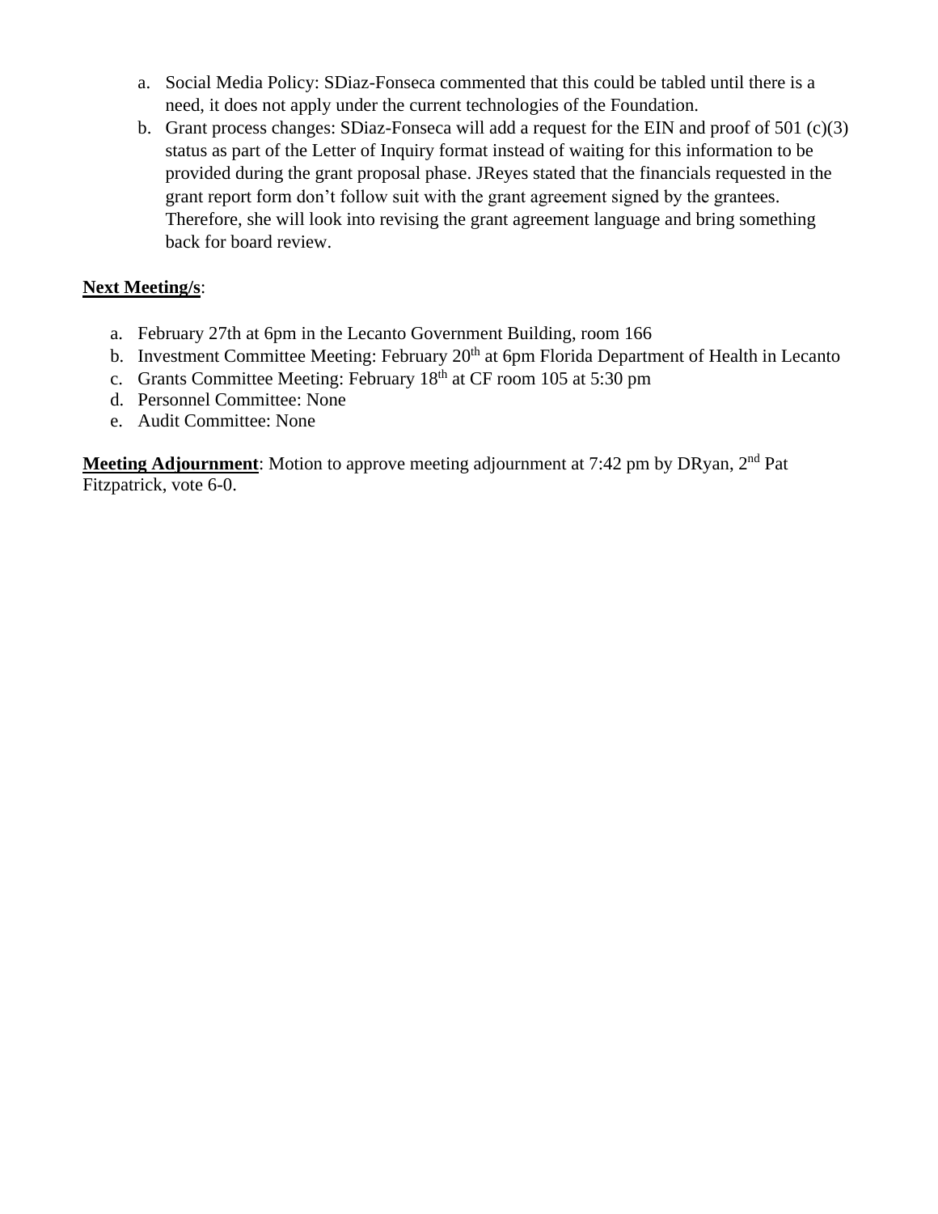a. Social Media Policy: SDiaz-Fonseca commented that this could be tabled until there is a need, it does not apply under the current technologies of the Foundation.
b. Grant process changes: SDiaz-Fonseca will add a request for the EIN and proof of 501 (c)(3) status as part of the Letter of Inquiry format instead of waiting for this information to be provided during the grant proposal phase. JReyes stated that the financials requested in the grant report form don't follow suit with the grant agreement signed by the grantees. Therefore, she will look into revising the grant agreement language and bring something back for board review.

**Next Meeting/s**:

a. February 27th at 6pm in the Lecanto Government Building, room 166
b. Investment Committee Meeting: February 20th at 6pm Florida Department of Health in Lecanto
c. Grants Committee Meeting: February 18th at CF room 105 at 5:30 pm
d. Personnel Committee: None
e. Audit Committee: None

**Meeting Adjournment**: Motion to approve meeting adjournment at 7:42 pm by DRyan, 2nd Pat Fitzpatrick, vote 6-0.